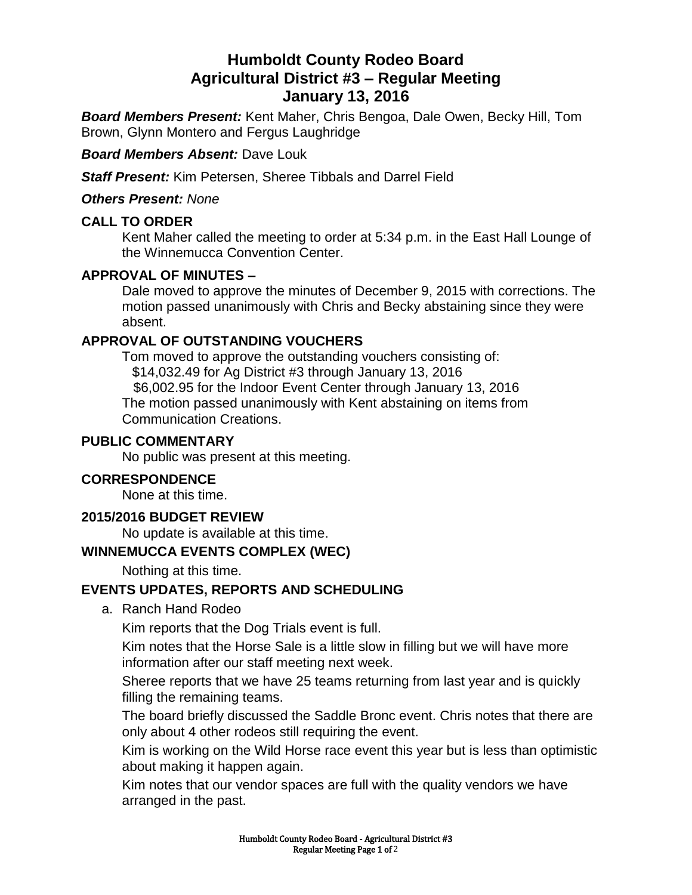# Humboldt County Rodeo Board
# Agricultural District #3 – Regular Meeting
# January 13, 2016

***Board Members Present:*** Kent Maher, Chris Bengoa, Dale Owen, Becky Hill, Tom Brown, Glynn Montero and Fergus Laughridge

***Board Members Absent:*** Dave Louk

***Staff Present:*** Kim Petersen, Sheree Tibbals and Darrel Field

***Others Present:*** *None*

## CALL TO ORDER

Kent Maher called the meeting to order at 5:34 p.m. in the East Hall Lounge of the Winnemucca Convention Center.

## APPROVAL OF MINUTES –

Dale moved to approve the minutes of December 9, 2015 with corrections. The motion passed unanimously with Chris and Becky abstaining since they were absent.

## APPROVAL OF OUTSTANDING VOUCHERS

Tom moved to approve the outstanding vouchers consisting of:

$14,032.49 for Ag District #3 through January 13, 2016

$6,002.95 for the Indoor Event Center through January 13, 2016

The motion passed unanimously with Kent abstaining on items from Communication Creations.

## PUBLIC COMMENTARY

No public was present at this meeting.

## CORRESPONDENCE

None at this time.

## 2015/2016 BUDGET REVIEW

No update is available at this time.

## WINNEMUCCA EVENTS COMPLEX (WEC)

Nothing at this time.

## EVENTS UPDATES, REPORTS AND SCHEDULING

a. Ranch Hand Rodeo

Kim reports that the Dog Trials event is full.

Kim notes that the Horse Sale is a little slow in filling but we will have more information after our staff meeting next week.

Sheree reports that we have 25 teams returning from last year and is quickly filling the remaining teams.

The board briefly discussed the Saddle Bronc event. Chris notes that there are only about 4 other rodeos still requiring the event.

Kim is working on the Wild Horse race event this year but is less than optimistic about making it happen again.

Kim notes that our vendor spaces are full with the quality vendors we have arranged in the past.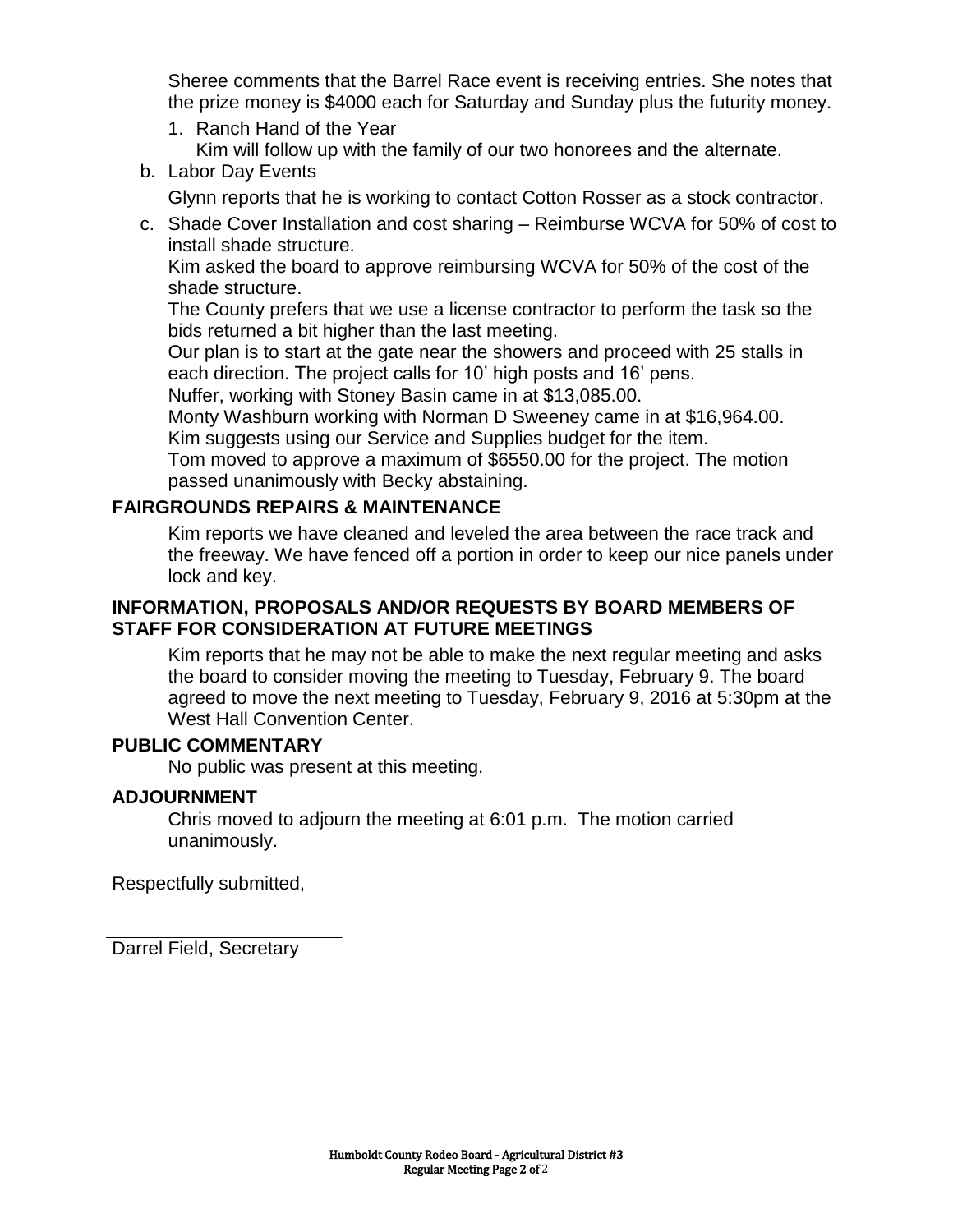Sheree comments that the Barrel Race event is receiving entries. She notes that the prize money is $4000 each for Saturday and Sunday plus the futurity money.

1. Ranch Hand of the Year
   Kim will follow up with the family of our two honorees and the alternate.

b. Labor Day Events

   Glynn reports that he is working to contact Cotton Rosser as a stock contractor.

c. Shade Cover Installation and cost sharing – Reimburse WCVA for 50% of cost to install shade structure.

   Kim asked the board to approve reimbursing WCVA for 50% of the cost of the shade structure.

   The County prefers that we use a license contractor to perform the task so the bids returned a bit higher than the last meeting.

   Our plan is to start at the gate near the showers and proceed with 25 stalls in each direction. The project calls for 10' high posts and 16' pens.

   Nuffer, working with Stoney Basin came in at $13,085.00.

   Monty Washburn working with Norman D Sweeney came in at $16,964.00.

   Kim suggests using our Service and Supplies budget for the item.

   Tom moved to approve a maximum of $6550.00 for the project. The motion passed unanimously with Becky abstaining.

## FAIRGROUNDS REPAIRS & MAINTENANCE

Kim reports we have cleaned and leveled the area between the race track and the freeway. We have fenced off a portion in order to keep our nice panels under lock and key.

## INFORMATION, PROPOSALS AND/OR REQUESTS BY BOARD MEMBERS OF STAFF FOR CONSIDERATION AT FUTURE MEETINGS

Kim reports that he may not be able to make the next regular meeting and asks the board to consider moving the meeting to Tuesday, February 9. The board agreed to move the next meeting to Tuesday, February 9, 2016 at 5:30pm at the West Hall Convention Center.

## PUBLIC COMMENTARY

No public was present at this meeting.

## ADJOURNMENT

Chris moved to adjourn the meeting at 6:01 p.m. The motion carried unanimously.

Respectfully submitted,

Darrel Field, Secretary